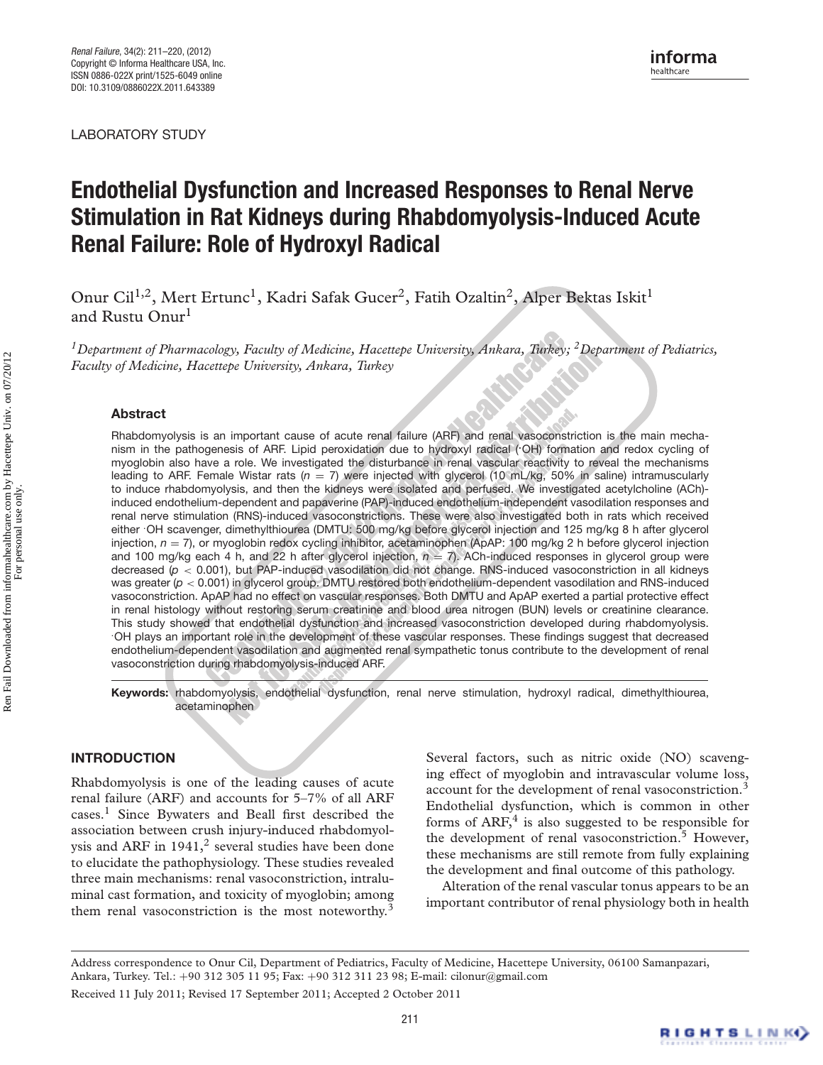LABORATORY STUDY

# Endothelial Dysfunction and Increased Responses to Renal Nerve Stimulation in Rat Kidneys during Rhabdomyolysis-Induced Acute Renal Failure: Role of Hydroxyl Radical

Onur Cil[1,2], Mert Ertunc[1], Kadri Safak Gucer[2], Fatih Ozaltin[2], Alper Bektas Iskit[1] and Rustu Onur[1]

*[1]Department of Pharmacology, Faculty of Medicine, Hacettepe University, Ankara, Turkey; [2]Department of Pediatrics, Faculty of Medicine, Hacettepe University, Ankara, Turkey*

### Abstract

Rhabdomyolysis is an important cause of acute renal failure (ARF) and renal vasoconstriction is the main mechanism in the pathogenesis of ARF. Lipid peroxidation due to hydroxyl radical (·OH) formation and redox cycling of myoglobin also have a role. We investigated the disturbance in renal vascular reactivity to reveal the mechanisms leading to ARF. Female Wistar rats ($n = 7$) were injected with glycerol (10 mL/kg, 50% in saline) intramuscularly to induce rhabdomyolysis, and then the kidneys were isolated and perfused. We investigated acetylcholine (ACh)-induced endothelium-dependent and papaverine (PAP)-induced endothelium-independent vasodilation responses and renal nerve stimulation (RNS)-induced vasoconstrictions. These were also investigated both in rats which received either ·OH scavenger, dimethylthiourea (DMTU: 500 mg/kg before glycerol injection and 125 mg/kg 8 h after glycerol injection, $n = 7$), or myoglobin redox cycling inhibitor, acetaminophen (ApAP: 100 mg/kg 2 h before glycerol injection and 100 mg/kg each 4 h, and 22 h after glycerol injection, $n = 7$). ACh-induced responses in glycerol group were decreased ($p < 0.001$), but PAP-induced vasodilation did not change. RNS-induced vasoconstriction in all kidneys was greater ($p < 0.001$) in glycerol group. DMTU restored both endothelium-dependent vasodilation and RNS-induced vasoconstriction. ApAP had no effect on vascular responses. Both DMTU and ApAP exerted a partial protective effect in renal histology without restoring serum creatinine and blood urea nitrogen (BUN) levels or creatinine clearance. This study showed that endothelial dysfunction and increased vasoconstriction developed during rhabdomyolysis. ·OH plays an important role in the development of these vascular responses. These findings suggest that decreased endothelium-dependent vasodilation and augmented renal sympathetic tonus contribute to the development of renal vasoconstriction during rhabdomyolysis-induced ARF.

**Keywords:** rhabdomyolysis, endothelial dysfunction, renal nerve stimulation, hydroxyl radical, dimethylthiourea, acetaminophen

## INTRODUCTION

Rhabdomyolysis is one of the leading causes of acute renal failure (ARF) and accounts for 5–7% of all ARF cases.[1] Since Bywaters and Beall first described the association between crush injury-induced rhabdomyolysis and ARF in 1941,[2] several studies have been done to elucidate the pathophysiology. These studies revealed three main mechanisms: renal vasoconstriction, intraluminal cast formation, and toxicity of myoglobin; among them renal vasoconstriction is the most noteworthy.[3] Several factors, such as nitric oxide (NO) scavenging effect of myoglobin and intravascular volume loss, account for the development of renal vasoconstriction.[3] Endothelial dysfunction, which is common in other forms of ARF,[4] is also suggested to be responsible for the development of renal vasoconstriction.[5] However, these mechanisms are still remote from fully explaining the development and final outcome of this pathology.

Alteration of the renal vascular tonus appears to be an important contributor of renal physiology both in health

Address correspondence to Onur Cil, Department of Pediatrics, Faculty of Medicine, Hacettepe University, 06100 Samanpazari, Ankara, Turkey. Tel.: +90 312 305 11 95; Fax: +90 312 311 23 98; E-mail: cilonur@gmail.com

Received 11 July 2011; Revised 17 September 2011; Accepted 2 October 2011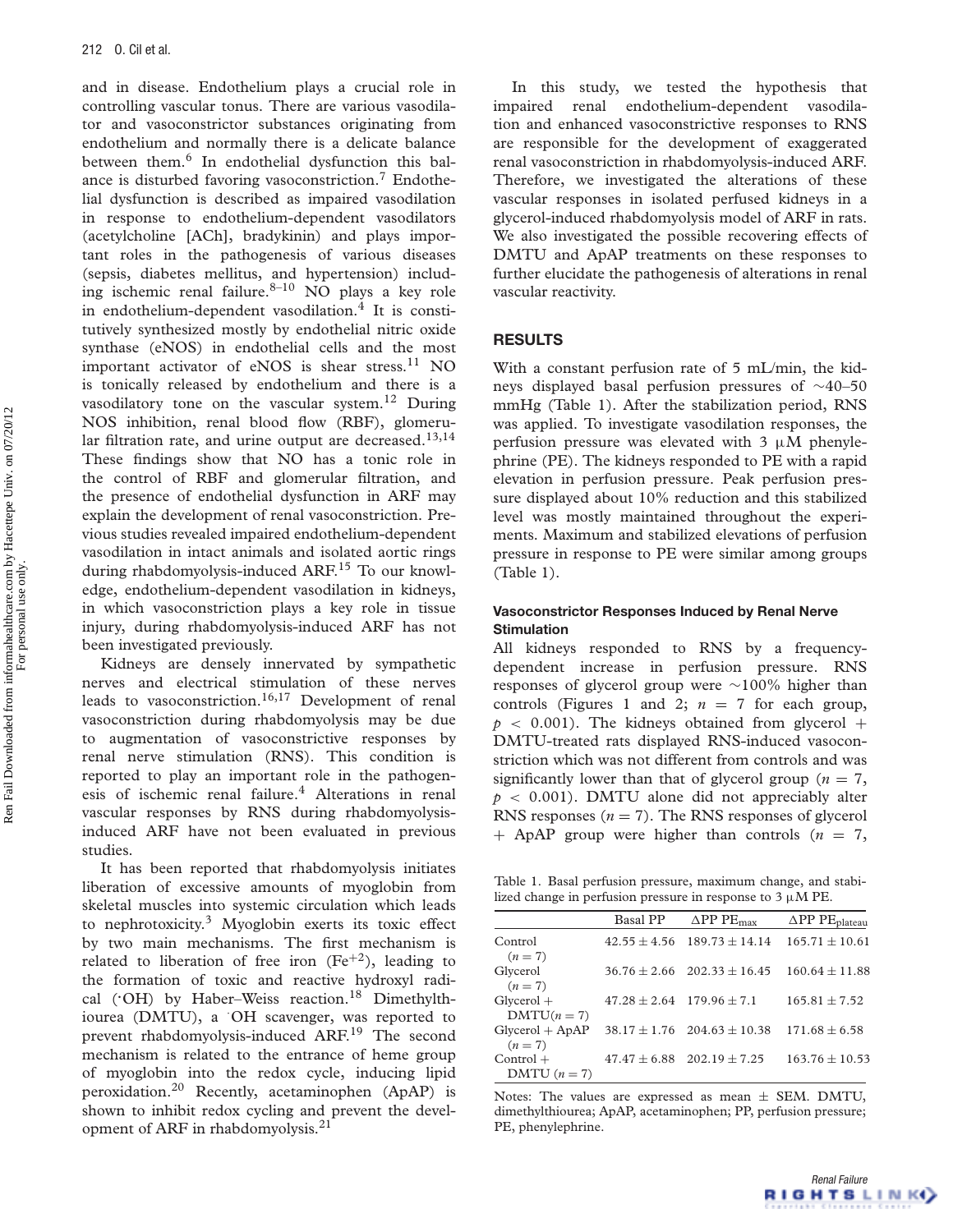and in disease. Endothelium plays a crucial role in controlling vascular tonus. There are various vasodilator and vasoconstrictor substances originating from endothelium and normally there is a delicate balance between them.[6] In endothelial dysfunction this balance is disturbed favoring vasoconstriction.[7] Endothelial dysfunction is described as impaired vasodilation in response to endothelium-dependent vasodilators (acetylcholine [ACh], bradykinin) and plays important roles in the pathogenesis of various diseases (sepsis, diabetes mellitus, and hypertension) including ischemic renal failure.[8–10] NO plays a key role in endothelium-dependent vasodilation.[4] It is constitutively synthesized mostly by endothelial nitric oxide synthase (eNOS) in endothelial cells and the most important activator of eNOS is shear stress.[11] NO is tonically released by endothelium and there is a vasodilatory tone on the vascular system.[12] During NOS inhibition, renal blood flow (RBF), glomerular filtration rate, and urine output are decreased.[13,14] These findings show that NO has a tonic role in the control of RBF and glomerular filtration, and the presence of endothelial dysfunction in ARF may explain the development of renal vasoconstriction. Previous studies revealed impaired endothelium-dependent vasodilation in intact animals and isolated aortic rings during rhabdomyolysis-induced ARF.[15] To our knowledge, endothelium-dependent vasodilation in kidneys, in which vasoconstriction plays a key role in tissue injury, during rhabdomyolysis-induced ARF has not been investigated previously.

Kidneys are densely innervated by sympathetic nerves and electrical stimulation of these nerves leads to vasoconstriction.[16,17] Development of renal vasoconstriction during rhabdomyolysis may be due to augmentation of vasoconstrictive responses by renal nerve stimulation (RNS). This condition is reported to play an important role in the pathogenesis of ischemic renal failure.[4] Alterations in renal vascular responses by RNS during rhabdomyolysis-induced ARF have not been evaluated in previous studies.

It has been reported that rhabdomyolysis initiates liberation of excessive amounts of myoglobin from skeletal muscles into systemic circulation which leads to nephrotoxicity.[3] Myoglobin exerts its toxic effect by two main mechanisms. The first mechanism is related to liberation of free iron ($Fe^{+2}$), leading to the formation of toxic and reactive hydroxyl radical ($^{\cdot}OH$) by Haber–Weiss reaction.[18] Dimethylthiourea (DMTU), a $^{\cdot}OH$ scavenger, was reported to prevent rhabdomyolysis-induced ARF.[19] The second mechanism is related to the entrance of heme group of myoglobin into the redox cycle, inducing lipid peroxidation.[20] Recently, acetaminophen (ApAP) is shown to inhibit redox cycling and prevent the development of ARF in rhabdomyolysis.[21]

In this study, we tested the hypothesis that impaired renal endothelium-dependent vasodilation and enhanced vasoconstrictive responses to RNS are responsible for the development of exaggerated renal vasoconstriction in rhabdomyolysis-induced ARF. Therefore, we investigated the alterations of these vascular responses in isolated perfused kidneys in a glycerol-induced rhabdomyolysis model of ARF in rats. We also investigated the possible recovering effects of DMTU and ApAP treatments on these responses to further elucidate the pathogenesis of alterations in renal vascular reactivity.

## RESULTS

With a constant perfusion rate of 5 mL/min, the kidneys displayed basal perfusion pressures of ~40–50 mmHg (Table 1). After the stabilization period, RNS was applied. To investigate vasodilation responses, the perfusion pressure was elevated with 3 μM phenylephrine (PE). The kidneys responded to PE with a rapid elevation in perfusion pressure. Peak perfusion pressure displayed about 10% reduction and this stabilized level was mostly maintained throughout the experiments. Maximum and stabilized elevations of perfusion pressure in response to PE were similar among groups (Table 1).

### Vasoconstrictor Responses Induced by Renal Nerve Stimulation

All kidneys responded to RNS by a frequency-dependent increase in perfusion pressure. RNS responses of glycerol group were ~100% higher than controls (Figures 1 and 2; $n = 7$ for each group, $p < 0.001$). The kidneys obtained from glycerol + DMTU-treated rats displayed RNS-induced vasoconstriction which was not different from controls and was significantly lower than that of glycerol group ($n = 7$, $p < 0.001$). DMTU alone did not appreciably alter RNS responses ($n = 7$). The RNS responses of glycerol + ApAP group were higher than controls ($n = 7$,

Table 1. Basal perfusion pressure, maximum change, and stabilized change in perfusion pressure in response to 3 μM PE.

| | Basal PP | $\Delta$PP PE$_{max}$ | $\Delta$PP PE$_{plateau}$ |
|---|---|---|---|
| Control ($n = 7$) | 42.55 ± 4.56 | 189.73 ± 14.14 | 165.71 ± 10.61 |
| Glycerol ($n = 7$) | 36.76 ± 2.66 | 202.33 ± 16.45 | 160.64 ± 11.88 |
| Glycerol + DMTU($n = 7$) | 47.28 ± 2.64 | 179.96 ± 7.1 | 165.81 ± 7.52 |
| Glycerol + ApAP ($n = 7$) | 38.17 ± 1.76 | 204.63 ± 10.38 | 171.68 ± 6.58 |
| Control + DMTU ($n = 7$) | 47.47 ± 6.88 | 202.19 ± 7.25 | 163.76 ± 10.53 |

Notes: The values are expressed as mean ± SEM. DMTU, dimethylthiourea; ApAP, acetaminophen; PP, perfusion pressure; PE, phenylephrine.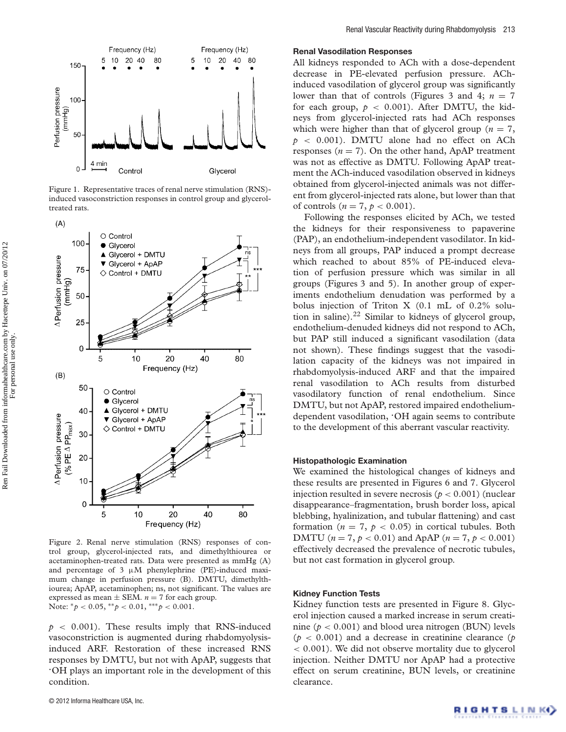Figure 1. Representative traces of renal nerve stimulation (RNS)-induced vasoconstriction responses in control group and glycerol-treated rats.

Figure 2. Renal nerve stimulation (RNS) responses of control group, glycerol-injected rats, and dimethylthiourea or acetaminophen-treated rats. Data were presented as mmHg (A) and percentage of 3 μM phenylephrine (PE)-induced maximum change in perfusion pressure (B). DMTU, dimethylthiourea; ApAP, acetaminophen; ns, not significant. The values are expressed as mean ± SEM. $n = 7$ for each group.
Note: $^{*}p < 0.05$, $^{**}p < 0.01$, $^{***}p < 0.001$.

$p < 0.001$). These results imply that RNS-induced vasoconstriction is augmented during rhabdomyolysis-induced ARF. Restoration of these increased RNS responses by DMTU, but not with ApAP, suggests that ·OH plays an important role in the development of this condition.

### Renal Vasodilation Responses

All kidneys responded to ACh with a dose-dependent decrease in PE-elevated perfusion pressure. ACh-induced vasodilation of glycerol group was significantly lower than that of controls (Figures 3 and 4; $n = 7$ for each group, $p < 0.001$). After DMTU, the kidneys from glycerol-injected rats had ACh responses which were higher than that of glycerol group ($n = 7$, $p < 0.001$). DMTU alone had no effect on ACh responses ($n = 7$). On the other hand, ApAP treatment was not as effective as DMTU. Following ApAP treatment the ACh-induced vasodilation observed in kidneys obtained from glycerol-injected animals was not different from glycerol-injected rats alone, but lower than that of controls ($n = 7$, $p < 0.001$).

Following the responses elicited by ACh, we tested the kidneys for their responsiveness to papaverine (PAP), an endothelium-independent vasodilator. In kidneys from all groups, PAP induced a prompt decrease which reached to about 85% of PE-induced elevation of perfusion pressure which was similar in all groups (Figures 3 and 5). In another group of experiments endothelium denudation was performed by a bolus injection of Triton X (0.1 mL of 0.2% solution in saline).[22] Similar to kidneys of glycerol group, endothelium-denuded kidneys did not respond to ACh, but PAP still induced a significant vasodilation (data not shown). These findings suggest that the vasodilation capacity of the kidneys was not impaired in rhabdomyolysis-induced ARF and that the impaired renal vasodilation to ACh results from disturbed vasodilatory function of renal endothelium. Since DMTU, but not ApAP, restored impaired endothelium-dependent vasodilation, ·OH again seems to contribute to the development of this aberrant vascular reactivity.

### Histopathologic Examination

We examined the histological changes of kidneys and these results are presented in Figures 6 and 7. Glycerol injection resulted in severe necrosis ($p < 0.001$) (nuclear disappearance–fragmentation, brush border loss, apical blebbing, hyalinization, and tubular flattening) and cast formation ($n = 7$, $p < 0.05$) in cortical tubules. Both DMTU ($n = 7$, $p < 0.01$) and ApAP ($n = 7$, $p < 0.001$) effectively decreased the prevalence of necrotic tubules, but not cast formation in glycerol group.

### Kidney Function Tests

Kidney function tests are presented in Figure 8. Glycerol injection caused a marked increase in serum creatinine ($p < 0.001$) and blood urea nitrogen (BUN) levels ($p < 0.001$) and a decrease in creatinine clearance ($p < 0.001$). We did not observe mortality due to glycerol injection. Neither DMTU nor ApAP had a protective effect on serum creatinine, BUN levels, or creatinine clearance.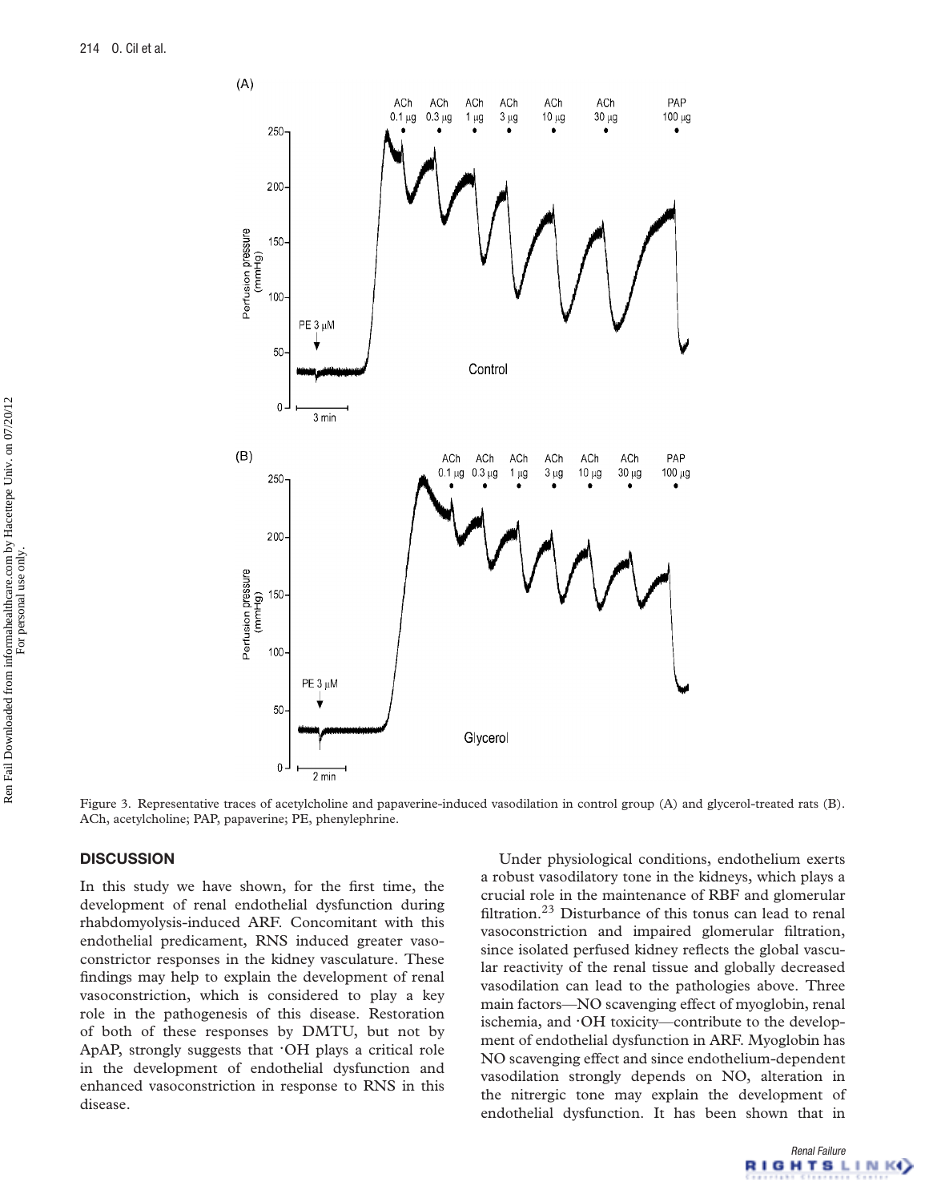Figure 3. Representative traces of acetylcholine and papaverine-induced vasodilation in control group (A) and glycerol-treated rats (B). ACh, acetylcholine; PAP, papaverine; PE, phenylephrine.

## DISCUSSION

In this study we have shown, for the first time, the development of renal endothelial dysfunction during rhabdomyolysis-induced ARF. Concomitant with this endothelial predicament, RNS induced greater vasoconstrictor responses in the kidney vasculature. These findings may help to explain the development of renal vasoconstriction, which is considered to play a key role in the pathogenesis of this disease. Restoration of both of these responses by DMTU, but not by ApAP, strongly suggests that ·OH plays a critical role in the development of endothelial dysfunction and enhanced vasoconstriction in response to RNS in this disease.

Under physiological conditions, endothelium exerts a robust vasodilatory tone in the kidneys, which plays a crucial role in the maintenance of RBF and glomerular filtration.[23] Disturbance of this tonus can lead to renal vasoconstriction and impaired glomerular filtration, since isolated perfused kidney reflects the global vascular reactivity of the renal tissue and globally decreased vasodilation can lead to the pathologies above. Three main factors—NO scavenging effect of myoglobin, renal ischemia, and ·OH toxicity—contribute to the development of endothelial dysfunction in ARF. Myoglobin has NO scavenging effect and since endothelium-dependent vasodilation strongly depends on NO, alteration in the nitrergic tone may explain the development of endothelial dysfunction. It has been shown that in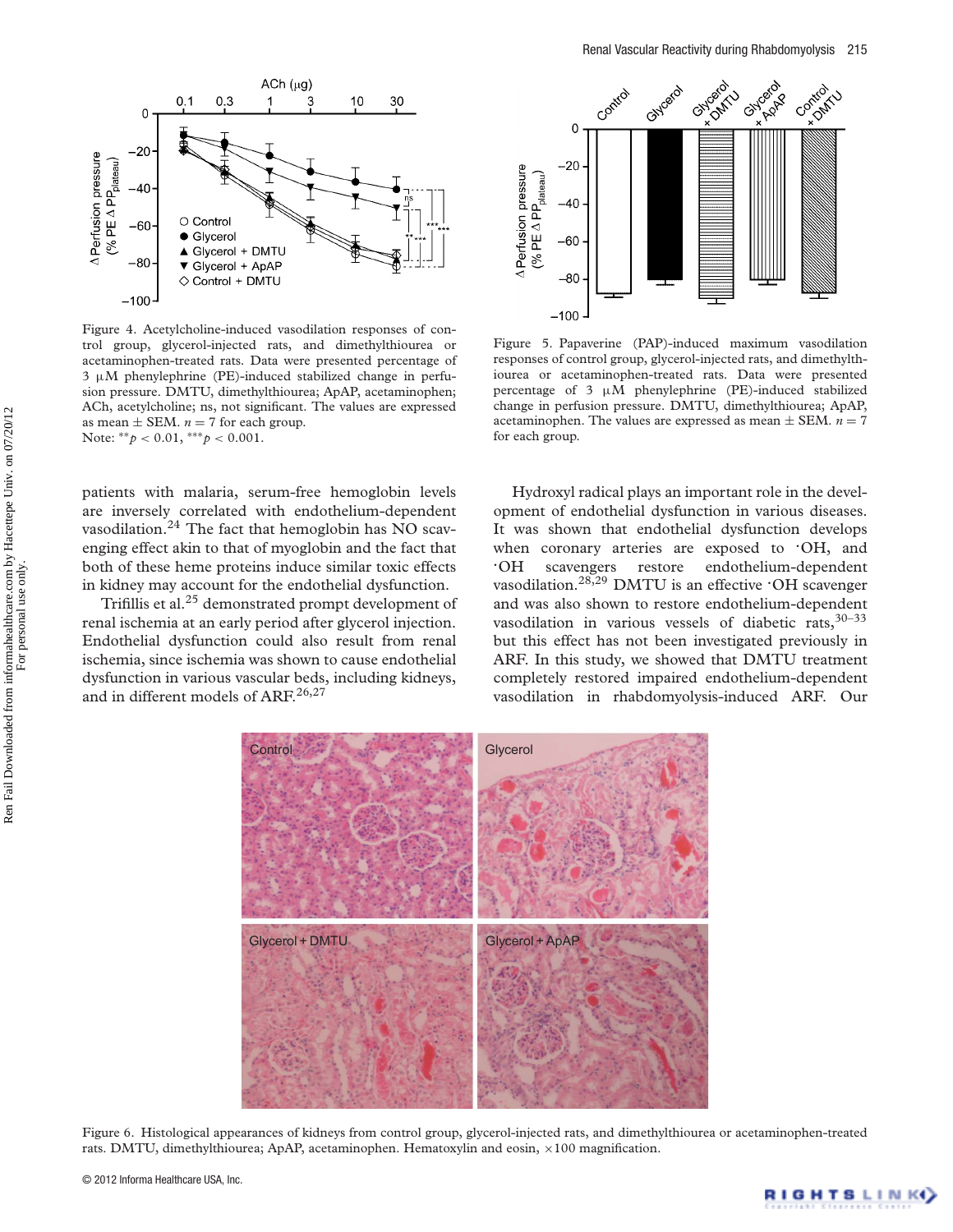Figure 4. Acetylcholine-induced vasodilation responses of control group, glycerol-injected rats, and dimethylthiourea or acetaminophen-treated rats. Data were presented percentage of 3 μM phenylephrine (PE)-induced stabilized change in perfusion pressure. DMTU, dimethylthiourea; ApAP, acetaminophen; ACh, acetylcholine; ns, not significant. The values are expressed as mean ± SEM. $n = 7$ for each group.
Note: $^{**}p < 0.01$, $^{***}p < 0.001$.

Figure 5. Papaverine (PAP)-induced maximum vasodilation responses of control group, glycerol-injected rats, and dimethylthiourea or acetaminophen-treated rats. Data were presented percentage of 3 μM phenylephrine (PE)-induced stabilized change in perfusion pressure. DMTU, dimethylthiourea; ApAP, acetaminophen. The values are expressed as mean ± SEM. $n = 7$ for each group.

patients with malaria, serum-free hemoglobin levels are inversely correlated with endothelium-dependent vasodilation.[24] The fact that hemoglobin has NO scavenging effect akin to that of myoglobin and the fact that both of these heme proteins induce similar toxic effects in kidney may account for the endothelial dysfunction.

Trifillis et al.[25] demonstrated prompt development of renal ischemia at an early period after glycerol injection. Endothelial dysfunction could also result from renal ischemia, since ischemia was shown to cause endothelial dysfunction in various vascular beds, including kidneys, and in different models of ARF.[26,27]

Hydroxyl radical plays an important role in the development of endothelial dysfunction in various diseases. It was shown that endothelial dysfunction develops when coronary arteries are exposed to ·OH, and ·OH scavengers restore endothelium-dependent vasodilation.[28,29] DMTU is an effective ·OH scavenger and was also shown to restore endothelium-dependent vasodilation in various vessels of diabetic rats,[30–33] but this effect has not been investigated previously in ARF. In this study, we showed that DMTU treatment completely restored impaired endothelium-dependent vasodilation in rhabdomyolysis-induced ARF. Our

Figure 6. Histological appearances of kidneys from control group, glycerol-injected rats, and dimethylthiourea or acetaminophen-treated rats. DMTU, dimethylthiourea; ApAP, acetaminophen. Hematoxylin and eosin, ×100 magnification.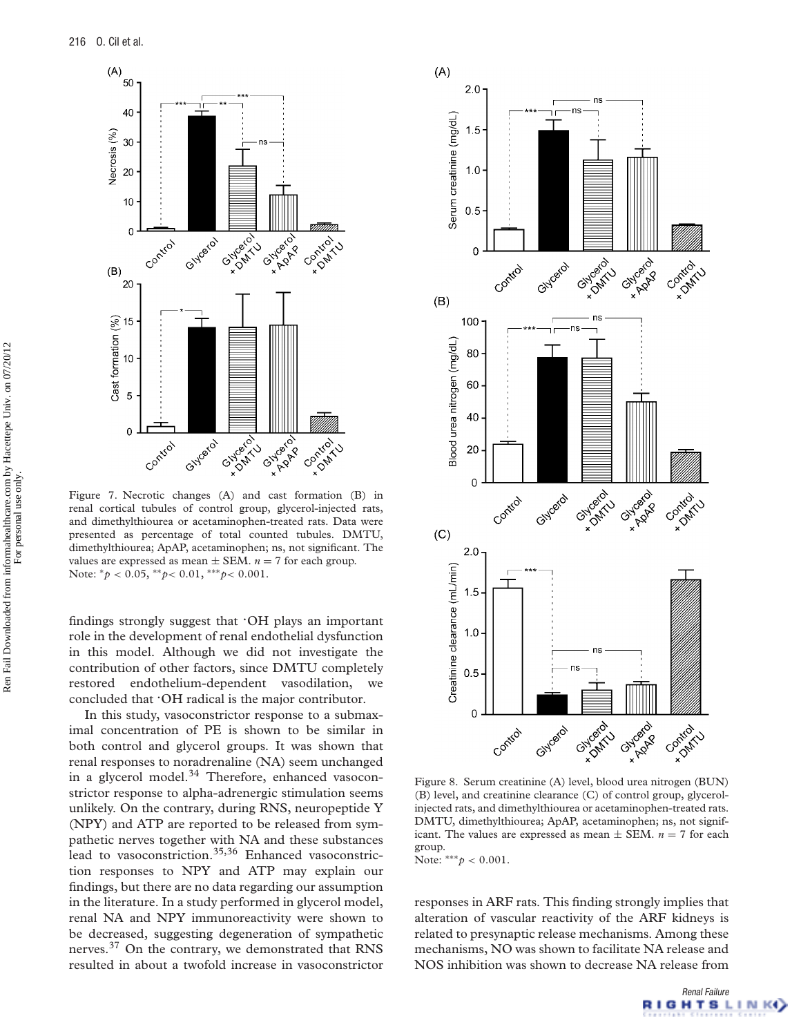Figure 7. Necrotic changes (A) and cast formation (B) in renal cortical tubules of control group, glycerol-injected rats, and dimethylthiourea or acetaminophen-treated rats. Data were presented as percentage of total counted tubules. DMTU, dimethylthiourea; ApAP, acetaminophen; ns, not significant. The values are expressed as mean ± SEM. $n = 7$ for each group. Note: $^{*}p < 0.05$, $^{**}p < 0.01$, $^{***}p < 0.001$.

findings strongly suggest that ·OH plays an important role in the development of renal endothelial dysfunction in this model. Although we did not investigate the contribution of other factors, since DMTU completely restored endothelium-dependent vasodilation, we concluded that ·OH radical is the major contributor.

In this study, vasoconstrictor response to a submaximal concentration of PE is shown to be similar in both control and glycerol groups. It was shown that renal responses to noradrenaline (NA) seem unchanged in a glycerol model.[34] Therefore, enhanced vasoconstrictor response to alpha-adrenergic stimulation seems unlikely. On the contrary, during RNS, neuropeptide Y (NPY) and ATP are reported to be released from sympathetic nerves together with NA and these substances lead to vasoconstriction.[35,36] Enhanced vasoconstriction responses to NPY and ATP may explain our findings, but there are no data regarding our assumption in the literature. In a study performed in glycerol model, renal NA and NPY immunoreactivity were shown to be decreased, suggesting degeneration of sympathetic nerves.[37] On the contrary, we demonstrated that RNS resulted in about a twofold increase in vasoconstrictor responses in ARF rats. This finding strongly implies that alteration of vascular reactivity of the ARF kidneys is related to presynaptic release mechanisms. Among these mechanisms, NO was shown to facilitate NA release and NOS inhibition was shown to decrease NA release from

Figure 8. Serum creatinine (A) level, blood urea nitrogen (BUN) (B) level, and creatinine clearance (C) of control group, glycerol-injected rats, and dimethylthiourea or acetaminophen-treated rats. DMTU, dimethylthiourea; ApAP, acetaminophen; ns, not significant. The values are expressed as mean ± SEM. $n = 7$ for each group.
Note: $^{***}p < 0.001$.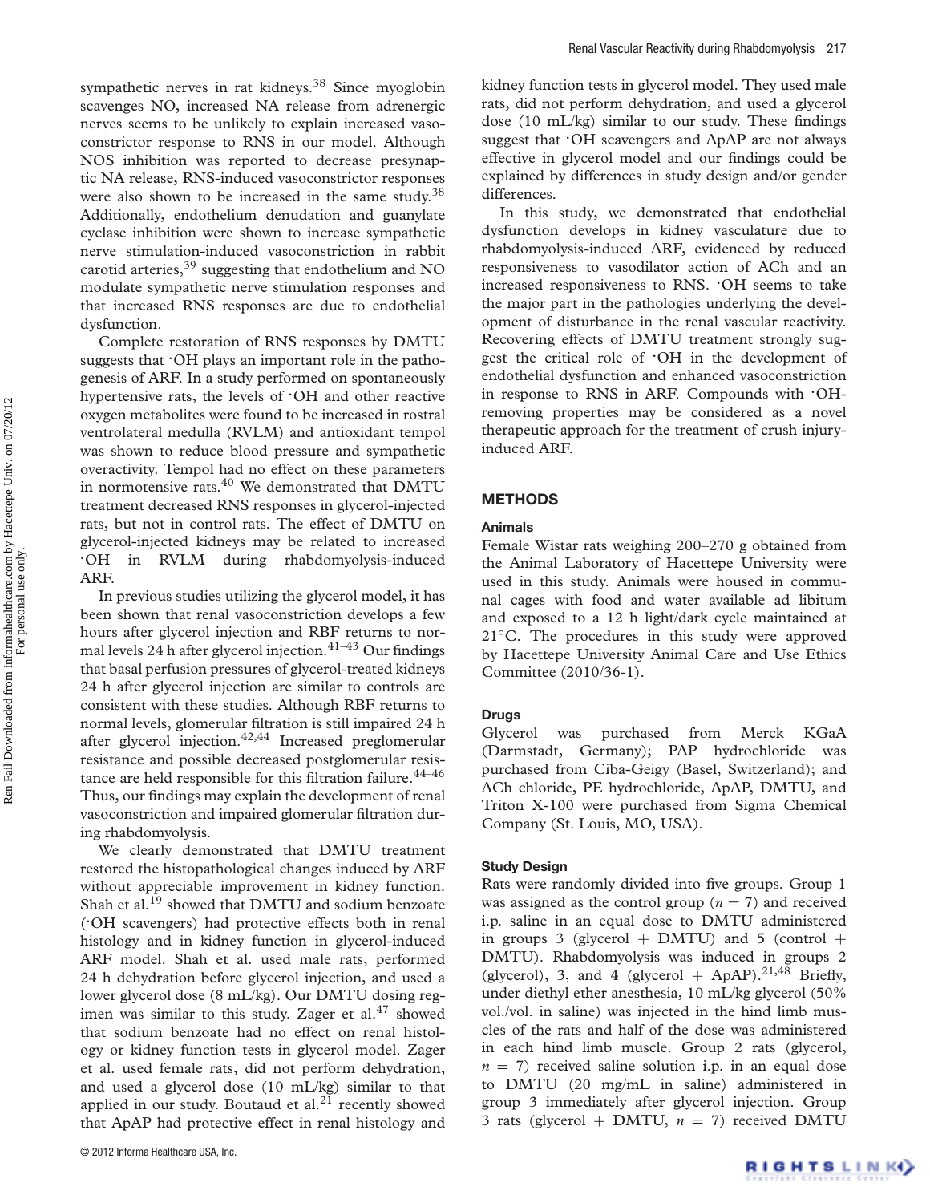sympathetic nerves in rat kidneys.[38] Since myoglobin scavenges NO, increased NA release from adrenergic nerves seems to be unlikely to explain increased vasoconstrictor response to RNS in our model. Although NOS inhibition was reported to decrease presynaptic NA release, RNS-induced vasoconstrictor responses were also shown to be increased in the same study.[38] Additionally, endothelium denudation and guanylate cyclase inhibition were shown to increase sympathetic nerve stimulation-induced vasoconstriction in rabbit carotid arteries,[39] suggesting that endothelium and NO modulate sympathetic nerve stimulation responses and that increased RNS responses are due to endothelial dysfunction.

Complete restoration of RNS responses by DMTU suggests that ·OH plays an important role in the pathogenesis of ARF. In a study performed on spontaneously hypertensive rats, the levels of ·OH and other reactive oxygen metabolites were found to be increased in rostral ventrolateral medulla (RVLM) and antioxidant tempol was shown to reduce blood pressure and sympathetic overactivity. Tempol had no effect on these parameters in normotensive rats.[40] We demonstrated that DMTU treatment decreased RNS responses in glycerol-injected rats, but not in control rats. The effect of DMTU on glycerol-injected kidneys may be related to increased ·OH in RVLM during rhabdomyolysis-induced ARF.

In previous studies utilizing the glycerol model, it has been shown that renal vasoconstriction develops a few hours after glycerol injection and RBF returns to normal levels 24 h after glycerol injection.[41–43] Our findings that basal perfusion pressures of glycerol-treated kidneys 24 h after glycerol injection are similar to controls are consistent with these studies. Although RBF returns to normal levels, glomerular filtration is still impaired 24 h after glycerol injection.[42,44] Increased preglomerular resistance and possible decreased postglomerular resistance are held responsible for this filtration failure.[44–46] Thus, our findings may explain the development of renal vasoconstriction and impaired glomerular filtration during rhabdomyolysis.

We clearly demonstrated that DMTU treatment restored the histopathological changes induced by ARF without appreciable improvement in kidney function. Shah et al.[19] showed that DMTU and sodium benzoate (·OH scavengers) had protective effects both in renal histology and in kidney function in glycerol-induced ARF model. Shah et al. used male rats, performed 24 h dehydration before glycerol injection, and used a lower glycerol dose (8 mL/kg). Our DMTU dosing regimen was similar to this study. Zager et al.[47] showed that sodium benzoate had no effect on renal histology or kidney function tests in glycerol model. Zager et al. used female rats, did not perform dehydration, and used a glycerol dose (10 mL/kg) similar to that applied in our study. Boutaud et al.[21] recently showed that ApAP had protective effect in renal histology and kidney function tests in glycerol model. They used male rats, did not perform dehydration, and used a glycerol dose (10 mL/kg) similar to our study. These findings suggest that ·OH scavengers and ApAP are not always effective in glycerol model and our findings could be explained by differences in study design and/or gender differences.

In this study, we demonstrated that endothelial dysfunction develops in kidney vasculature due to rhabdomyolysis-induced ARF, evidenced by reduced responsiveness to vasodilator action of ACh and an increased responsiveness to RNS. ·OH seems to take the major part in the pathologies underlying the development of disturbance in the renal vascular reactivity. Recovering effects of DMTU treatment strongly suggest the critical role of ·OH in the development of endothelial dysfunction and enhanced vasoconstriction in response to RNS in ARF. Compounds with ·OH-removing properties may be considered as a novel therapeutic approach for the treatment of crush injury-induced ARF.

## METHODS

### Animals

Female Wistar rats weighing 200–270 g obtained from the Animal Laboratory of Hacettepe University were used in this study. Animals were housed in communal cages with food and water available ad libitum and exposed to a 12 h light/dark cycle maintained at 21°C. The procedures in this study were approved by Hacettepe University Animal Care and Use Ethics Committee (2010/36-1).

### Drugs

Glycerol was purchased from Merck KGaA (Darmstadt, Germany); PAP hydrochloride was purchased from Ciba-Geigy (Basel, Switzerland); and ACh chloride, PE hydrochloride, ApAP, DMTU, and Triton X-100 were purchased from Sigma Chemical Company (St. Louis, MO, USA).

### Study Design

Rats were randomly divided into five groups. Group 1 was assigned as the control group ($n = 7$) and received i.p. saline in an equal dose to DMTU administered in groups 3 (glycerol + DMTU) and 5 (control + DMTU). Rhabdomyolysis was induced in groups 2 (glycerol), 3, and 4 (glycerol + ApAP).[21,48] Briefly, under diethyl ether anesthesia, 10 mL/kg glycerol (50% vol./vol. in saline) was injected in the hind limb muscles of the rats and half of the dose was administered in each hind limb muscle. Group 2 rats (glycerol, $n = 7$) received saline solution i.p. in an equal dose to DMTU (20 mg/mL in saline) administered in group 3 immediately after glycerol injection. Group 3 rats (glycerol + DMTU, $n = 7$) received DMTU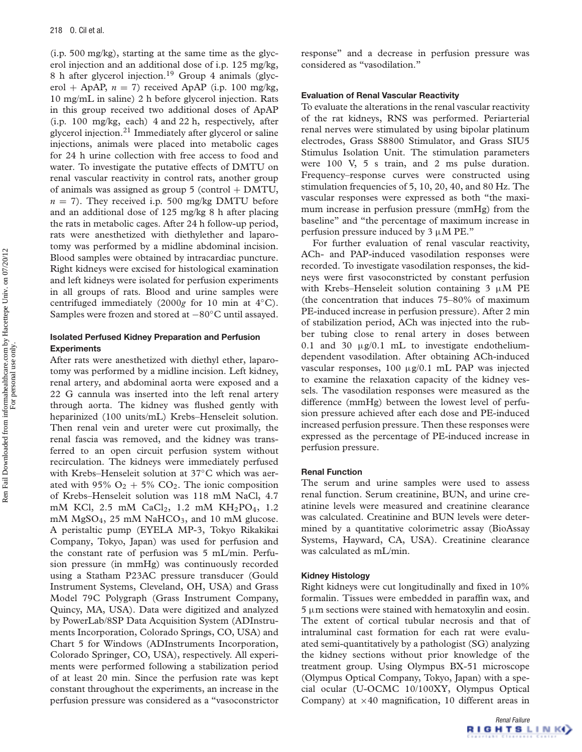(i.p. 500 mg/kg), starting at the same time as the glycerol injection and an additional dose of i.p. 125 mg/kg, 8 h after glycerol injection.[19] Group 4 animals (glycerol + ApAP, $n = 7$) received ApAP (i.p. 100 mg/kg, 10 mg/mL in saline) 2 h before glycerol injection. Rats in this group received two additional doses of ApAP (i.p. 100 mg/kg, each) 4 and 22 h, respectively, after glycerol injection.[21] Immediately after glycerol or saline injections, animals were placed into metabolic cages for 24 h urine collection with free access to food and water. To investigate the putative effects of DMTU on renal vascular reactivity in control rats, another group of animals was assigned as group 5 (control + DMTU, $n = 7$). They received i.p. 500 mg/kg DMTU before and an additional dose of 125 mg/kg 8 h after placing the rats in metabolic cages. After 24 h follow-up period, rats were anesthetized with diethylether and laparotomy was performed by a midline abdominal incision. Blood samples were obtained by intracardiac puncture. Right kidneys were excised for histological examination and left kidneys were isolated for perfusion experiments in all groups of rats. Blood and urine samples were centrifuged immediately (2000$g$ for 10 min at 4°C). Samples were frozen and stored at −80°C until assayed.

### Isolated Perfused Kidney Preparation and Perfusion Experiments

After rats were anesthetized with diethyl ether, laparotomy was performed by a midline incision. Left kidney, renal artery, and abdominal aorta were exposed and a 22 G cannula was inserted into the left renal artery through aorta. The kidney was flushed gently with heparinized (100 units/mL) Krebs–Henseleit solution. Then renal vein and ureter were cut proximally, the renal fascia was removed, and the kidney was transferred to an open circuit perfusion system without recirculation. The kidneys were immediately perfused with Krebs–Henseleit solution at 37°C which was aerated with 95% $O_2$ + 5% $CO_2$. The ionic composition of Krebs–Henseleit solution was 118 mM NaCl, 4.7 mM KCl, 2.5 mM $CaCl_2$, 1.2 mM $KH_2PO_4$, 1.2 mM $MgSO_4$, 25 mM $NaHCO_3$, and 10 mM glucose. A peristaltic pump (EYELA MP-3, Tokyo Rikakikai Company, Tokyo, Japan) was used for perfusion and the constant rate of perfusion was 5 mL/min. Perfusion pressure (in mmHg) was continuously recorded using a Statham P23AC pressure transducer (Gould Instrument Systems, Cleveland, OH, USA) and Grass Model 79C Polygraph (Grass Instrument Company, Quincy, MA, USA). Data were digitized and analyzed by PowerLab/8SP Data Acquisition System (ADInstruments Incorporation, Colorado Springs, CO, USA) and Chart 5 for Windows (ADInstruments Incorporation, Colorado Springer, CO, USA), respectively. All experiments were performed following a stabilization period of at least 20 min. Since the perfusion rate was kept constant throughout the experiments, an increase in the perfusion pressure was considered as a "vasoconstrictor response" and a decrease in perfusion pressure was considered as "vasodilation."

### Evaluation of Renal Vascular Reactivity

To evaluate the alterations in the renal vascular reactivity of the rat kidneys, RNS was performed. Periarterial renal nerves were stimulated by using bipolar platinum electrodes, Grass S8800 Stimulator, and Grass SIU5 Stimulus Isolation Unit. The stimulation parameters were 100 V, 5 s train, and 2 ms pulse duration. Frequency–response curves were constructed using stimulation frequencies of 5, 10, 20, 40, and 80 Hz. The vascular responses were expressed as both "the maximum increase in perfusion pressure (mmHg) from the baseline" and "the percentage of maximum increase in perfusion pressure induced by 3 μM PE."

For further evaluation of renal vascular reactivity, ACh- and PAP-induced vasodilation responses were recorded. To investigate vasodilation responses, the kidneys were first vasoconstricted by constant perfusion with Krebs–Henseleit solution containing 3 μM PE (the concentration that induces 75–80% of maximum PE-induced increase in perfusion pressure). After 2 min of stabilization period, ACh was injected into the rubber tubing close to renal artery in doses between 0.1 and 30 μg/0.1 mL to investigate endothelium-dependent vasodilation. After obtaining ACh-induced vascular responses, 100 μg/0.1 mL PAP was injected to examine the relaxation capacity of the kidney vessels. The vasodilation responses were measured as the difference (mmHg) between the lowest level of perfusion pressure achieved after each dose and PE-induced increased perfusion pressure. Then these responses were expressed as the percentage of PE-induced increase in perfusion pressure.

### Renal Function

The serum and urine samples were used to assess renal function. Serum creatinine, BUN, and urine creatinine levels were measured and creatinine clearance was calculated. Creatinine and BUN levels were determined by a quantitative colorimetric assay (BioAssay Systems, Hayward, CA, USA). Creatinine clearance was calculated as mL/min.

### Kidney Histology

Right kidneys were cut longitudinally and fixed in 10% formalin. Tissues were embedded in paraffin wax, and 5 μm sections were stained with hematoxylin and eosin. The extent of cortical tubular necrosis and that of intraluminal cast formation for each rat were evaluated semi-quantitatively by a pathologist (SG) analyzing the kidney sections without prior knowledge of the treatment group. Using Olympus BX-51 microscope (Olympus Optical Company, Tokyo, Japan) with a special ocular (U-OCMC 10/100XY, Olympus Optical Company) at ×40 magnification, 10 different areas in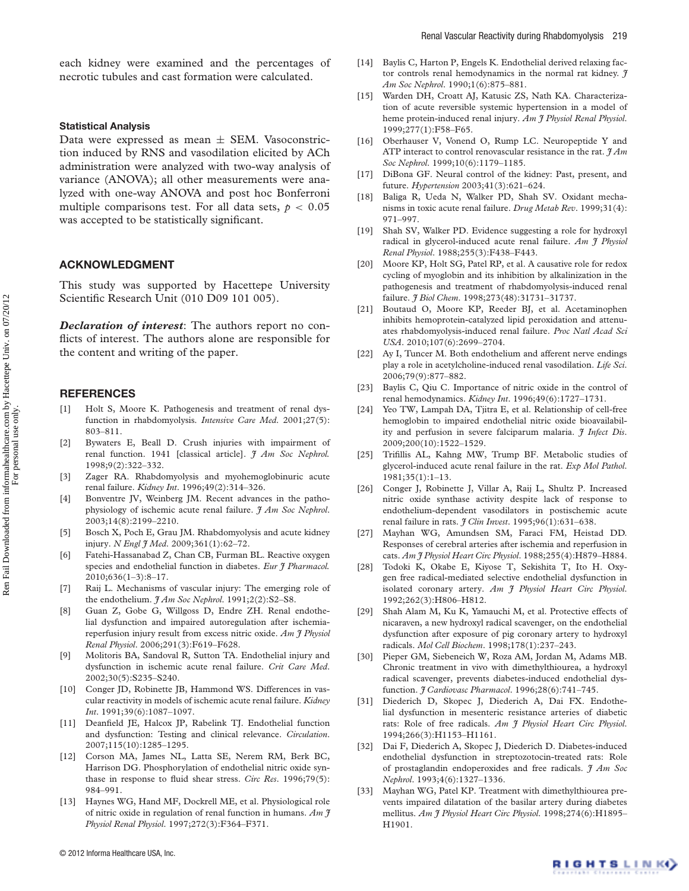each kidney were examined and the percentages of necrotic tubules and cast formation were calculated.

### Statistical Analysis

Data were expressed as mean ± SEM. Vasoconstriction induced by RNS and vasodilation elicited by ACh administration were analyzed with two-way analysis of variance (ANOVA); all other measurements were analyzed with one-way ANOVA and post hoc Bonferroni multiple comparisons test. For all data sets, $p < 0.05$ was accepted to be statistically significant.

## ACKNOWLEDGMENT

This study was supported by Hacettepe University Scientific Research Unit (010 D09 101 005).

***Declaration of interest***: The authors report no conflicts of interest. The authors alone are responsible for the content and writing of the paper.

## REFERENCES

[1] Holt S, Moore K. Pathogenesis and treatment of renal dysfunction in rhabdomyolysis. *Intensive Care Med.* 2001;27(5):803–811.

[2] Bywaters E, Beall D. Crush injuries with impairment of renal function. 1941 [classical article]. *J Am Soc Nephrol.* 1998;9(2):322–332.

[3] Zager RA. Rhabdomyolysis and myohemoglobinuric acute renal failure. *Kidney Int.* 1996;49(2):314–326.

[4] Bonventre JV, Weinberg JM. Recent advances in the pathophysiology of ischemic acute renal failure. *J Am Soc Nephrol.* 2003;14(8):2199–2210.

[5] Bosch X, Poch E, Grau JM. Rhabdomyolysis and acute kidney injury. *N Engl J Med.* 2009;361(1):62–72.

[6] Fatehi-Hassanabad Z, Chan CB, Furman BL. Reactive oxygen species and endothelial function in diabetes. *Eur J Pharmacol.* 2010;636(1–3):8–17.

[7] Raij L. Mechanisms of vascular injury: The emerging role of the endothelium. *J Am Soc Nephrol.* 1991;2(2):S2–S8.

[8] Guan Z, Gobe G, Willgoss D, Endre ZH. Renal endothelial dysfunction and impaired autoregulation after ischemia-reperfusion injury result from excess nitric oxide. *Am J Physiol Renal Physiol.* 2006;291(3):F619–F628.

[9] Molitoris BA, Sandoval R, Sutton TA. Endothelial injury and dysfunction in ischemic acute renal failure. *Crit Care Med.* 2002;30(5):S235–S240.

[10] Conger JD, Robinette JB, Hammond WS. Differences in vascular reactivity in models of ischemic acute renal failure. *Kidney Int.* 1991;39(6):1087–1097.

[11] Deanfield JE, Halcox JP, Rabelink TJ. Endothelial function and dysfunction: Testing and clinical relevance. *Circulation.* 2007;115(10):1285–1295.

[12] Corson MA, James NL, Latta SE, Nerem RM, Berk BC, Harrison DG. Phosphorylation of endothelial nitric oxide synthase in response to fluid shear stress. *Circ Res.* 1996;79(5):984–991.

[13] Haynes WG, Hand MF, Dockrell ME, et al. Physiological role of nitric oxide in regulation of renal function in humans. *Am J Physiol Renal Physiol.* 1997;272(3):F364–F371.

[14] Baylis C, Harton P, Engels K. Endothelial derived relaxing factor controls renal hemodynamics in the normal rat kidney. *J Am Soc Nephrol.* 1990;1(6):875–881.

[15] Warden DH, Croatt AJ, Katusic ZS, Nath KA. Characterization of acute reversible systemic hypertension in a model of heme protein-induced renal injury. *Am J Physiol Renal Physiol.* 1999;277(1):F58–F65.

[16] Oberhauser V, Vonend O, Rump LC. Neuropeptide Y and ATP interact to control renovascular resistance in the rat. *J Am Soc Nephrol.* 1999;10(6):1179–1185.

[17] DiBona GF. Neural control of the kidney: Past, present, and future. *Hypertension* 2003;41(3):621–624.

[18] Baliga R, Ueda N, Walker PD, Shah SV. Oxidant mechanisms in toxic acute renal failure. *Drug Metab Rev.* 1999;31(4):971–997.

[19] Shah SV, Walker PD. Evidence suggesting a role for hydroxyl radical in glycerol-induced acute renal failure. *Am J Physiol Renal Physiol.* 1988;255(3):F438–F443.

[20] Moore KP, Holt SG, Patel RP, et al. A causative role for redox cycling of myoglobin and its inhibition by alkalinization in the pathogenesis and treatment of rhabdomyolysis-induced renal failure. *J Biol Chem.* 1998;273(48):31731–31737.

[21] Boutaud O, Moore KP, Reeder BJ, et al. Acetaminophen inhibits hemoprotein-catalyzed lipid peroxidation and attenuates rhabdomyolysis-induced renal failure. *Proc Natl Acad Sci USA.* 2010;107(6):2699–2704.

[22] Ay I, Tuncer M. Both endothelium and afferent nerve endings play a role in acetylcholine-induced renal vasodilation. *Life Sci.* 2006;79(9):877–882.

[23] Baylis C, Qiu C. Importance of nitric oxide in the control of renal hemodynamics. *Kidney Int.* 1996;49(6):1727–1731.

[24] Yeo TW, Lampah DA, Tjitra E, et al. Relationship of cell-free hemoglobin to impaired endothelial nitric oxide bioavailability and perfusion in severe falciparum malaria. *J Infect Dis.* 2009;200(10):1522–1529.

[25] Trifillis AL, Kahng MW, Trump BF. Metabolic studies of glycerol-induced acute renal failure in the rat. *Exp Mol Pathol.* 1981;35(1):1–13.

[26] Conger J, Robinette J, Villar A, Raij L, Shultz P. Increased nitric oxide synthase activity despite lack of response to endothelium-dependent vasodilators in postischemic acute renal failure in rats. *J Clin Invest.* 1995;96(1):631–638.

[27] Mayhan WG, Amundsen SM, Faraci FM, Heistad DD. Responses of cerebral arteries after ischemia and reperfusion in cats. *Am J Physiol Heart Circ Physiol.* 1988;255(4):H879–H884.

[28] Todoki K, Okabe E, Kiyose T, Sekishita T, Ito H. Oxygen free radical-mediated selective endothelial dysfunction in isolated coronary artery. *Am J Physiol Heart Circ Physiol.* 1992;262(3):H806–H812.

[29] Shah Alam M, Ku K, Yamauchi M, et al. Protective effects of nicaraven, a new hydroxyl radical scavenger, on the endothelial dysfunction after exposure of pig coronary artery to hydroxyl radicals. *Mol Cell Biochem.* 1998;178(1):237–243.

[30] Pieper GM, Siebeneich W, Roza AM, Jordan M, Adams MB. Chronic treatment in vivo with dimethylthiourea, a hydroxyl radical scavenger, prevents diabetes-induced endothelial dysfunction. *J Cardiovasc Pharmacol.* 1996;28(6):741–745.

[31] Diederich D, Skopec J, Diederich A, Dai FX. Endothelial dysfunction in mesenteric resistance arteries of diabetic rats: Role of free radicals. *Am J Physiol Heart Circ Physiol.* 1994;266(3):H1153–H1161.

[32] Dai F, Diederich A, Skopec J, Diederich D. Diabetes-induced endothelial dysfunction in streptozotocin-treated rats: Role of prostaglandin endoperoxides and free radicals. *J Am Soc Nephrol.* 1993;4(6):1327–1336.

[33] Mayhan WG, Patel KP. Treatment with dimethylthiourea prevents impaired dilatation of the basilar artery during diabetes mellitus. *Am J Physiol Heart Circ Physiol.* 1998;274(6):H1895–H1901.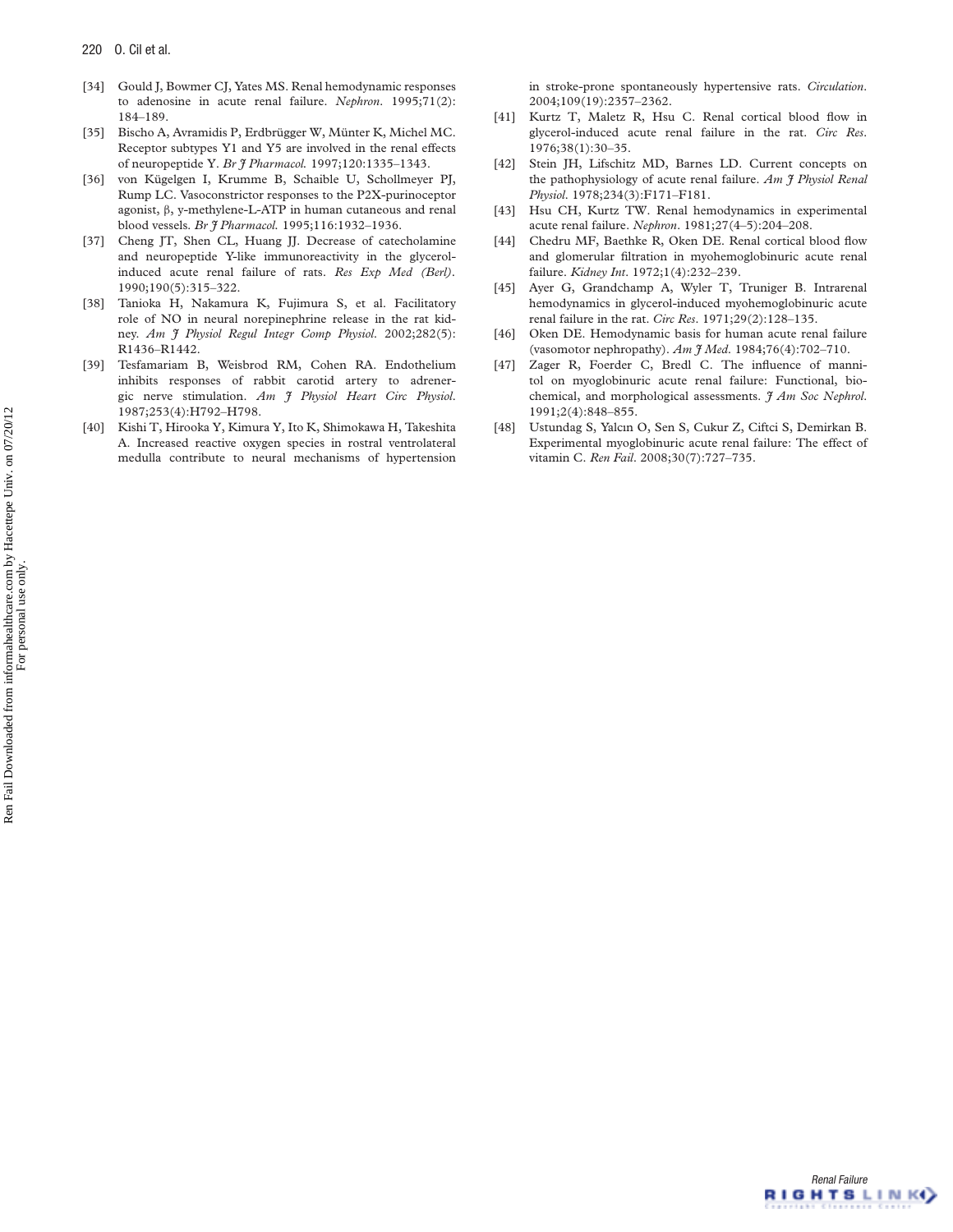[34] Gould J, Bowmer CJ, Yates MS. Renal hemodynamic responses to adenosine in acute renal failure. *Nephron*. 1995;71(2): 184–189.

[35] Bischo A, Avramidis P, Erdbrügger W, Münter K, Michel MC. Receptor subtypes Y1 and Y5 are involved in the renal effects of neuropeptide Y. *Br J Pharmacol.* 1997;120:1335–1343.

[36] von Kügelgen I, Krumme B, Schaible U, Schollmeyer PJ, Rump LC. Vasoconstrictor responses to the P2X-purinoceptor agonist, β, y-methylene-L-ATP in human cutaneous and renal blood vessels. *Br J Pharmacol.* 1995;116:1932–1936.

[37] Cheng JT, Shen CL, Huang JJ. Decrease of catecholamine and neuropeptide Y-like immunoreactivity in the glycerol-induced acute renal failure of rats. *Res Exp Med (Berl)*. 1990;190(5):315–322.

[38] Tanioka H, Nakamura K, Fujimura S, et al. Facilitatory role of NO in neural norepinephrine release in the rat kidney. *Am J Physiol Regul Integr Comp Physiol*. 2002;282(5): R1436–R1442.

[39] Tesfamariam B, Weisbrod RM, Cohen RA. Endothelium inhibits responses of rabbit carotid artery to adrenergic nerve stimulation. *Am J Physiol Heart Circ Physiol*. 1987;253(4):H792–H798.

[40] Kishi T, Hirooka Y, Kimura Y, Ito K, Shimokawa H, Takeshita A. Increased reactive oxygen species in rostral ventrolateral medulla contribute to neural mechanisms of hypertension in stroke-prone spontaneously hypertensive rats. *Circulation*. 2004;109(19):2357–2362.

[41] Kurtz T, Maletz R, Hsu C. Renal cortical blood flow in glycerol-induced acute renal failure in the rat. *Circ Res*. 1976;38(1):30–35.

[42] Stein JH, Lifschitz MD, Barnes LD. Current concepts on the pathophysiology of acute renal failure. *Am J Physiol Renal Physiol*. 1978;234(3):F171–F181.

[43] Hsu CH, Kurtz TW. Renal hemodynamics in experimental acute renal failure. *Nephron*. 1981;27(4–5):204–208.

[44] Chedru MF, Baethke R, Oken DE. Renal cortical blood flow and glomerular filtration in myohemoglobinuric acute renal failure. *Kidney Int*. 1972;1(4):232–239.

[45] Ayer G, Grandchamp A, Wyler T, Truniger B. Intrarenal hemodynamics in glycerol-induced myohemoglobinuric acute renal failure in the rat. *Circ Res*. 1971;29(2):128–135.

[46] Oken DE. Hemodynamic basis for human acute renal failure (vasomotor nephropathy). *Am J Med*. 1984;76(4):702–710.

[47] Zager R, Foerder C, Bredl C. The influence of mannitol on myoglobinuric acute renal failure: Functional, biochemical, and morphological assessments. *J Am Soc Nephrol*. 1991;2(4):848–855.

[48] Ustundag S, Yalcın O, Sen S, Cukur Z, Ciftci S, Demirkan B. Experimental myoglobinuric acute renal failure: The effect of vitamin C. *Ren Fail*. 2008;30(7):727–735.